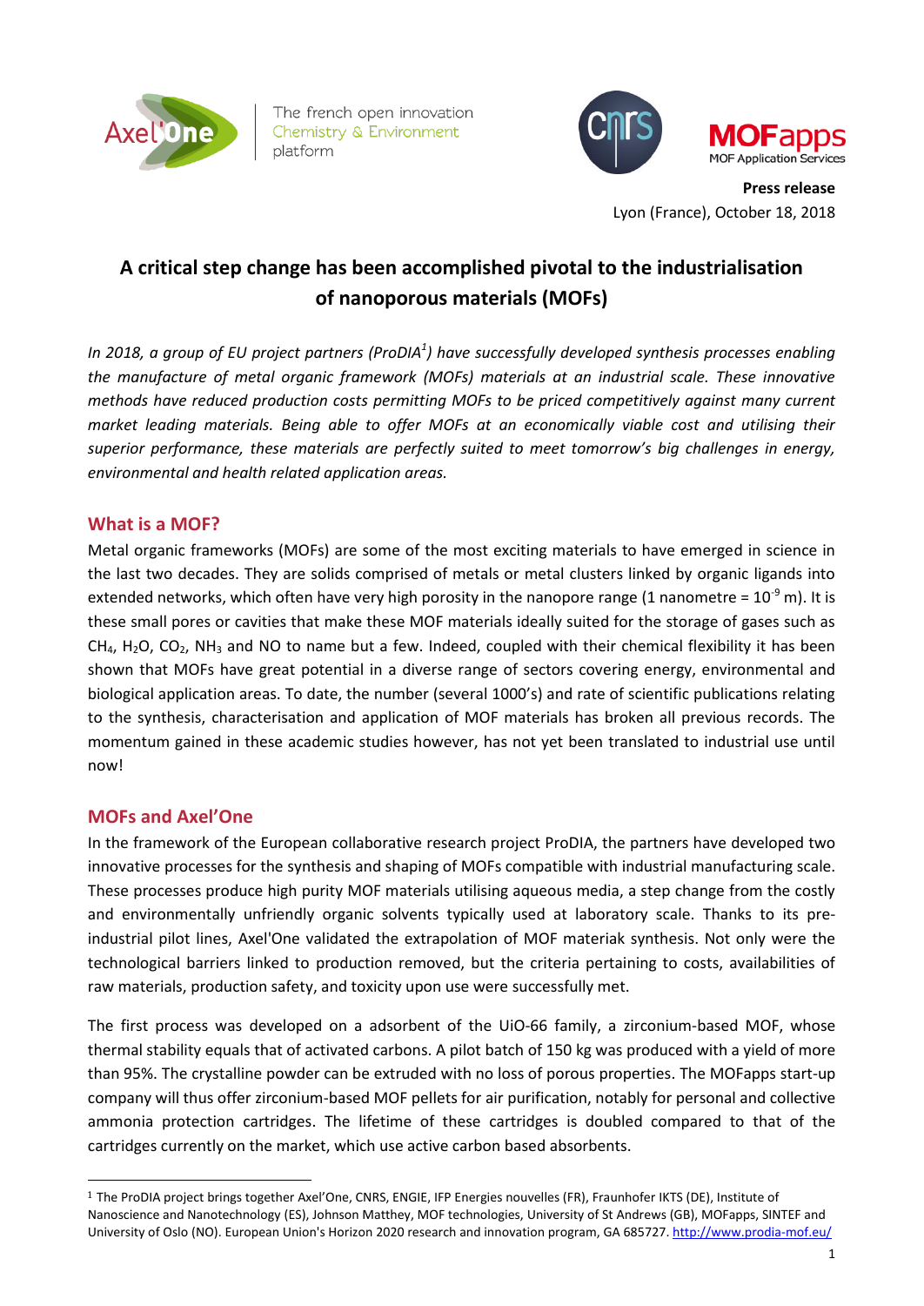The french open innovation Chemistry & Environment platform

**Press release**
Lyon (France), October 18, 2018

# A critical step change has been accomplished pivotal to the industrialisation of nanoporous materials (MOFs)

*In 2018, a group of EU project partners (ProDIA[1]) have successfully developed synthesis processes enabling the manufacture of metal organic framework (MOFs) materials at an industrial scale. These innovative methods have reduced production costs permitting MOFs to be priced competitively against many current market leading materials. Being able to offer MOFs at an economically viable cost and utilising their superior performance, these materials are perfectly suited to meet tomorrow's big challenges in energy, environmental and health related application areas.*

## What is a MOF?

Metal organic frameworks (MOFs) are some of the most exciting materials to have emerged in science in the last two decades. They are solids comprised of metals or metal clusters linked by organic ligands into extended networks, which often have very high porosity in the nanopore range (1 nanometre = $10^{-9}$ m). It is these small pores or cavities that make these MOF materials ideally suited for the storage of gases such as $CH_4$, $H_2O$, $CO_2$, $NH_3$ and NO to name but a few. Indeed, coupled with their chemical flexibility it has been shown that MOFs have great potential in a diverse range of sectors covering energy, environmental and biological application areas. To date, the number (several 1000's) and rate of scientific publications relating to the synthesis, characterisation and application of MOF materials has broken all previous records. The momentum gained in these academic studies however, has not yet been translated to industrial use until now!

## MOFs and Axel'One

In the framework of the European collaborative research project ProDIA, the partners have developed two innovative processes for the synthesis and shaping of MOFs compatible with industrial manufacturing scale. These processes produce high purity MOF materials utilising aqueous media, a step change from the costly and environmentally unfriendly organic solvents typically used at laboratory scale. Thanks to its pre-industrial pilot lines, Axel'One validated the extrapolation of MOF materiak synthesis. Not only were the technological barriers linked to production removed, but the criteria pertaining to costs, availabilities of raw materials, production safety, and toxicity upon use were successfully met.

The first process was developed on a adsorbent of the UiO-66 family, a zirconium-based MOF, whose thermal stability equals that of activated carbons. A pilot batch of 150 kg was produced with a yield of more than 95%. The crystalline powder can be extruded with no loss of porous properties. The MOFapps start-up company will thus offer zirconium-based MOF pellets for air purification, notably for personal and collective ammonia protection cartridges. The lifetime of these cartridges is doubled compared to that of the cartridges currently on the market, which use active carbon based absorbents.

---

[1] The ProDIA project brings together Axel'One, CNRS, ENGIE, IFP Energies nouvelles (FR), Fraunhofer IKTS (DE), Institute of Nanoscience and Nanotechnology (ES), Johnson Matthey, MOF technologies, University of St Andrews (GB), MOFapps, SINTEF and University of Oslo (NO). European Union's Horizon 2020 research and innovation program, GA 685727. http://www.prodia-mof.eu/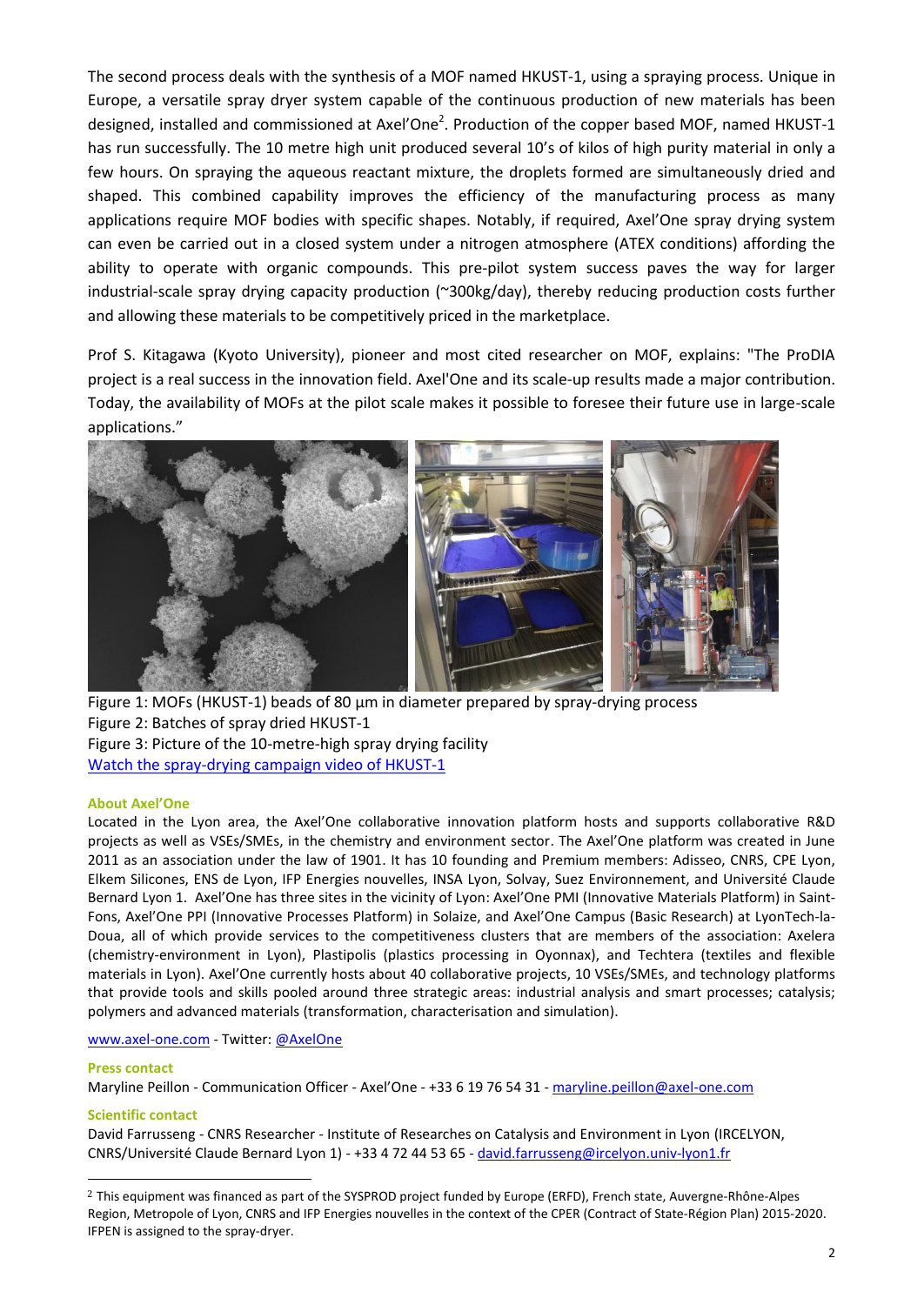The second process deals with the synthesis of a MOF named HKUST-1, using a spraying process. Unique in Europe, a versatile spray dryer system capable of the continuous production of new materials has been designed, installed and commissioned at Axel'One[2]. Production of the copper based MOF, named HKUST-1 has run successfully. The 10 metre high unit produced several 10's of kilos of high purity material in only a few hours. On spraying the aqueous reactant mixture, the droplets formed are simultaneously dried and shaped. This combined capability improves the efficiency of the manufacturing process as many applications require MOF bodies with specific shapes. Notably, if required, Axel'One spray drying system can even be carried out in a closed system under a nitrogen atmosphere (ATEX conditions) affording the ability to operate with organic compounds. This pre-pilot system success paves the way for larger industrial-scale spray drying capacity production (~300kg/day), thereby reducing production costs further and allowing these materials to be competitively priced in the marketplace.

Prof S. Kitagawa (Kyoto University), pioneer and most cited researcher on MOF, explains: "The ProDIA project is a real success in the innovation field. Axel'One and its scale-up results made a major contribution. Today, the availability of MOFs at the pilot scale makes it possible to foresee their future use in large-scale applications."

Figure 1: MOFs (HKUST-1) beads of 80 µm in diameter prepared by spray-drying process
Figure 2: Batches of spray dried HKUST-1
Figure 3: Picture of the 10-metre-high spray drying facility
[Watch the spray-drying campaign video of HKUST-1]

### About Axel'One

Located in the Lyon area, the Axel'One collaborative innovation platform hosts and supports collaborative R&D projects as well as VSEs/SMEs, in the chemistry and environment sector. The Axel'One platform was created in June 2011 as an association under the law of 1901. It has 10 founding and Premium members: Adisseo, CNRS, CPE Lyon, Elkem Silicones, ENS de Lyon, IFP Energies nouvelles, INSA Lyon, Solvay, Suez Environnement, and Université Claude Bernard Lyon 1. Axel'One has three sites in the vicinity of Lyon: Axel'One PMI (Innovative Materials Platform) in Saint-Fons, Axel'One PPI (Innovative Processes Platform) in Solaize, and Axel'One Campus (Basic Research) at LyonTech-la-Doua, all of which provide services to the competitiveness clusters that are members of the association: Axelera (chemistry-environment in Lyon), Plastipolis (plastics processing in Oyonnax), and Techtera (textiles and flexible materials in Lyon). Axel'One currently hosts about 40 collaborative projects, 10 VSEs/SMEs, and technology platforms that provide tools and skills pooled around three strategic areas: industrial analysis and smart processes; catalysis; polymers and advanced materials (transformation, characterisation and simulation).

www.axel-one.com - Twitter: @AxelOne

### Press contact

Maryline Peillon - Communication Officer - Axel'One - +33 6 19 76 54 31 - maryline.peillon@axel-one.com

### Scientific contact

David Farrusseng - CNRS Researcher - Institute of Researches on Catalysis and Environment in Lyon (IRCELYON, CNRS/Université Claude Bernard Lyon 1) - +33 4 72 44 53 65 - david.farrusseng@ircelyon.univ-lyon1.fr

---

[2] This equipment was financed as part of the SYSPROD project funded by Europe (ERFD), French state, Auvergne-Rhône-Alpes Region, Metropole of Lyon, CNRS and IFP Energies nouvelles in the context of the CPER (Contract of State-Région Plan) 2015-2020. IFPEN is assigned to the spray-dryer.